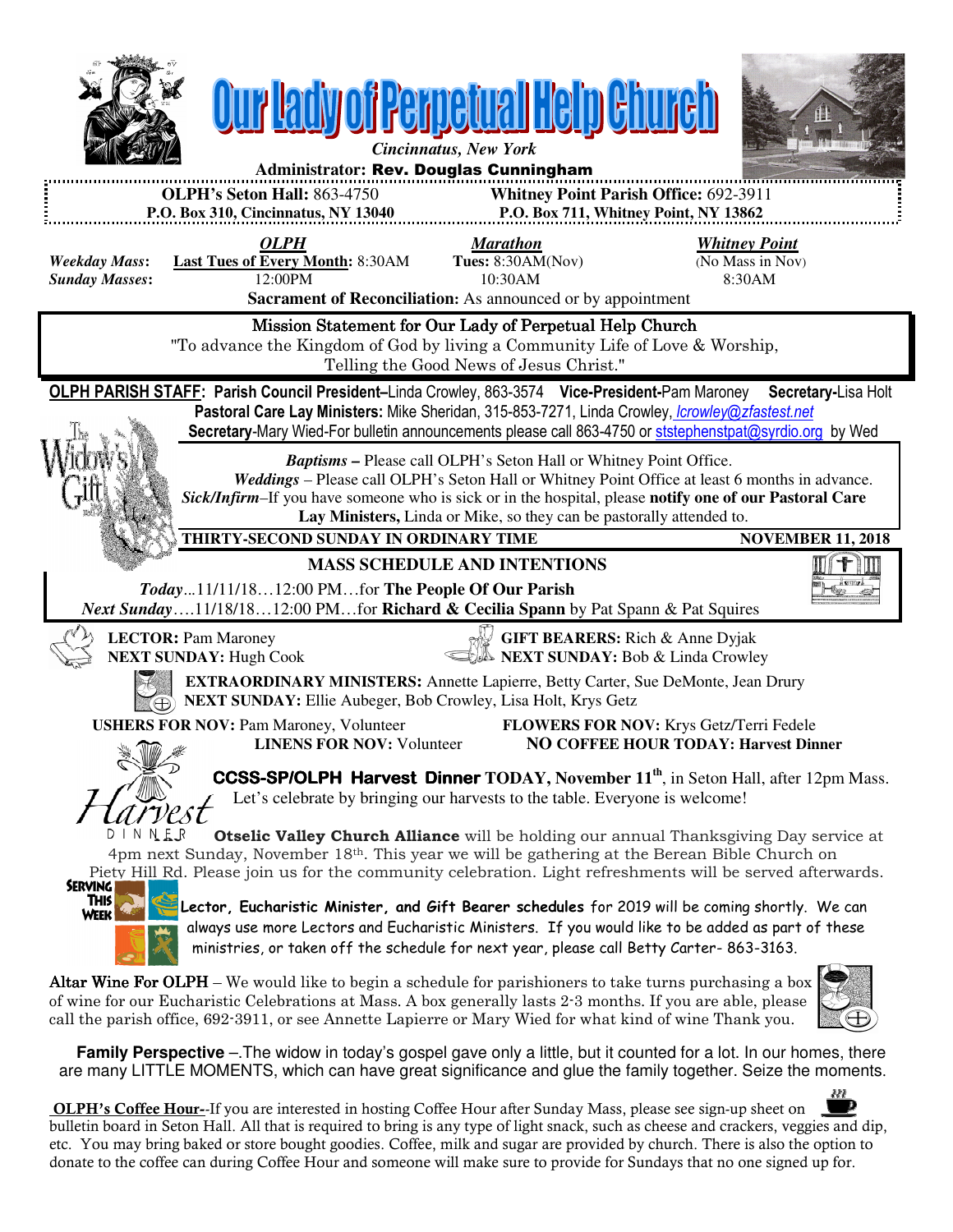# Our Lady of Perpetual Help Church

*Cincinnatus, New York*

**Administrator: Rev. Douglas Cunningham**

**OLPH's Seton Hall:** 863-4750
**P.O. Box 310, Cincinnatus, NY 13040**

**Whitney Point Parish Office:** 692-3911
**P.O. Box 711, Whitney Point, NY 13862**

| | *OLPH* | *Marathon* | *Whitney Point* |
|---|---|---|---|
| ***Weekday Mass:*** | **Last Tues of Every Month:** 8:30AM | **Tues:** 8:30AM(Nov) | (No Mass in Nov) |
| ***Sunday Masses:*** | 12:00PM | 10:30AM | 8:30AM |

**Sacrament of Reconciliation:** As announced or by appointment

## Mission Statement for Our Lady of Perpetual Help Church

"To advance the Kingdom of God by living a Community Life of Love & Worship, Telling the Good News of Jesus Christ."

**OLPH PARISH STAFF: Parish Council President–**Linda Crowley, 863-3574 **Vice-President-**Pam Maroney **Secretary-**Lisa Holt
**Pastoral Care Lay Ministers:** Mike Sheridan, 315-853-7271, Linda Crowley, *lcrowley@zfastest.net*
**Secretary**-Mary Wied-For bulletin announcements please call 863-4750 or ststephenstpat@syrdio.org by Wed

***Baptisms –*** Please call OLPH's Seton Hall or Whitney Point Office.
***Weddings*** – Please call OLPH's Seton Hall or Whitney Point Office at least 6 months in advance.
***Sick/Infirm*** –If you have someone who is sick or in the hospital, please **notify one of our Pastoral Care Lay Ministers,** Linda or Mike, so they can be pastorally attended to.

**THIRTY-SECOND SUNDAY IN ORDINARY TIME** **NOVEMBER 11, 2018**

## MASS SCHEDULE AND INTENTIONS

***Today***...11/11/18…12:00 PM…for **The People Of Our Parish**
***Next Sunday***….11/18/18…12:00 PM…for **Richard & Cecilia Spann** by Pat Spann & Pat Squires

**LECTOR:** Pam Maroney
**NEXT SUNDAY:** Hugh Cook

**GIFT BEARERS:** Rich & Anne Dyjak
**NEXT SUNDAY:** Bob & Linda Crowley

**EXTRAORDINARY MINISTERS:** Annette Lapierre, Betty Carter, Sue DeMonte, Jean Drury
**NEXT SUNDAY:** Ellie Aubeger, Bob Crowley, Lisa Holt, Krys Getz

**USHERS FOR NOV:** Pam Maroney, Volunteer
**FLOWERS FOR NOV:** Krys Getz/Terri Fedele
**LINENS FOR NOV:** Volunteer
**NO COFFEE HOUR TODAY: Harvest Dinner**

**CCSS-SP/OLPH Harvest Dinner TODAY, November 11th**, in Seton Hall, after 12pm Mass. Let's celebrate by bringing our harvests to the table. Everyone is welcome!

**Otselic Valley Church Alliance** will be holding our annual Thanksgiving Day service at 4pm next Sunday, November 18th. This year we will be gathering at the Berean Bible Church on Piety Hill Rd. Please join us for the community celebration. Light refreshments will be served afterwards.

**Lector, Eucharistic Minister, and Gift Bearer schedules** for 2019 will be coming shortly. We can always use more Lectors and Eucharistic Ministers. If you would like to be added as part of these ministries, or taken off the schedule for next year, please call Betty Carter- 863-3163.

**Altar Wine For OLPH** – We would like to begin a schedule for parishioners to take turns purchasing a box of wine for our Eucharistic Celebrations at Mass. A box generally lasts 2-3 months. If you are able, please call the parish office, 692-3911, or see Annette Lapierre or Mary Wied for what kind of wine Thank you.

**Family Perspective** –.The widow in today's gospel gave only a little, but it counted for a lot. In our homes, there are many LITTLE MOMENTS, which can have great significance and glue the family together. Seize the moments.

**OLPH's Coffee Hour-**-If you are interested in hosting Coffee Hour after Sunday Mass, please see sign-up sheet on bulletin board in Seton Hall. All that is required to bring is any type of light snack, such as cheese and crackers, veggies and dip, etc. You may bring baked or store bought goodies. Coffee, milk and sugar are provided by church. There is also the option to donate to the coffee can during Coffee Hour and someone will make sure to provide for Sundays that no one signed up for.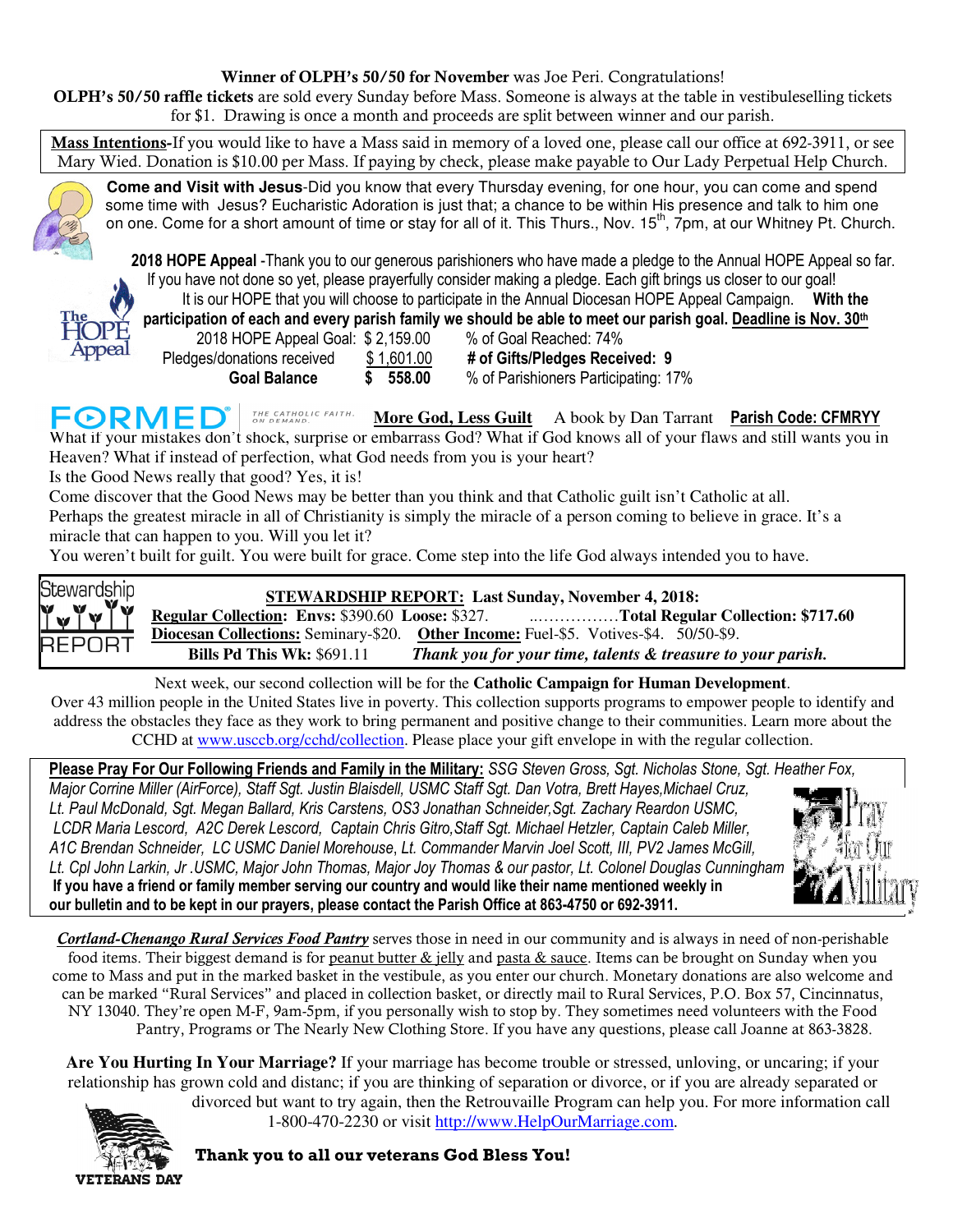**Winner of OLPH's 50/50 for November** was Joe Peri. Congratulations!

**OLPH's 50/50 raffle tickets** are sold every Sunday before Mass. Someone is always at the table in vestibuleselling tickets for $1. Drawing is once a month and proceeds are split between winner and our parish.

**Mass Intentions-**If you would like to have a Mass said in memory of a loved one, please call our office at 692-3911, or see Mary Wied. Donation is $10.00 per Mass. If paying by check, please make payable to Our Lady Perpetual Help Church.

**Come and Visit with Jesus**-Did you know that every Thursday evening, for one hour, you can come and spend some time with Jesus? Eucharistic Adoration is just that; a chance to be within His presence and talk to him one on one. Come for a short amount of time or stay for all of it. This Thurs., Nov. 15th, 7pm, at our Whitney Pt. Church.

**2018 HOPE Appeal** -Thank you to our generous parishioners who have made a pledge to the Annual HOPE Appeal so far. If you have not done so yet, please prayerfully consider making a pledge. Each gift brings us closer to our goal! It is our HOPE that you will choose to participate in the Annual Diocesan HOPE Appeal Campaign. **With the participation of each and every parish family we should be able to meet our parish goal. Deadline is Nov. 30th**

| | | |
|---|---|---|
| 2018 HOPE Appeal Goal: | $ 2,159.00 | % of Goal Reached: 74% |
| Pledges/donations received | $ 1,601.00 | **# of Gifts/Pledges Received: 9** |
| **Goal Balance** | **$ 558.00** | % of Parishioners Participating: 17% |

**FORMED** THE CATHOLIC FAITH. ON DEMAND. **More God, Less Guilt** A book by Dan Tarrant **Parish Code: CFMRYY**

What if your mistakes don't shock, surprise or embarrass God? What if God knows all of your flaws and still wants you in Heaven? What if instead of perfection, what God needs from you is your heart?

Is the Good News really that good? Yes, it is!

Come discover that the Good News may be better than you think and that Catholic guilt isn't Catholic at all.

Perhaps the greatest miracle in all of Christianity is simply the miracle of a person coming to believe in grace. It's a miracle that can happen to you. Will you let it?

You weren't built for guilt. You were built for grace. Come step into the life God always intended you to have.

**STEWARDSHIP REPORT: Last Sunday, November 4, 2018:**

**Regular Collection: Envs:** $390.60 **Loose:** $327. ..…………….**Total Regular Collection: $717.60**

**Diocesan Collections:** Seminary-$20. **Other Income:** Fuel-$5. Votives-$4. 50/50-$9.

**Bills Pd This Wk:** $691.11 ***Thank you for your time, talents & treasure to your parish.***

Next week, our second collection will be for the **Catholic Campaign for Human Development**.
Over 43 million people in the United States live in poverty. This collection supports programs to empower people to identify and address the obstacles they face as they work to bring permanent and positive change to their communities. Learn more about the CCHD at www.usccb.org/cchd/collection. Please place your gift envelope in with the regular collection.

**Please Pray For Our Following Friends and Family in the Military:** *SSG Steven Gross, Sgt. Nicholas Stone, Sgt. Heather Fox, Major Corrine Miller (AirForce), Staff Sgt. Justin Blaisdell, USMC Staff Sgt. Dan Votra, Brett Hayes,Michael Cruz, Lt. Paul McDonald, Sgt. Megan Ballard, Kris Carstens, OS3 Jonathan Schneider,Sgt. Zachary Reardon USMC, LCDR Maria Lescord, A2C Derek Lescord, Captain Chris Gitro,Staff Sgt. Michael Hetzler, Captain Caleb Miller, A1C Brendan Schneider, LC USMC Daniel Morehouse, Lt. Commander Marvin Joel Scott, III, PV2 James McGill, Lt. Cpl John Larkin, Jr .USMC, Major John Thomas, Major Joy Thomas & our pastor, Lt. Colonel Douglas Cunningham*
**If you have a friend or family member serving our country and would like their name mentioned weekly in our bulletin and to be kept in our prayers, please contact the Parish Office at 863-4750 or 692-3911.**

***Cortland-Chenango Rural Services Food Pantry*** serves those in need in our community and is always in need of non-perishable food items. Their biggest demand is for peanut butter & jelly and pasta & sauce. Items can be brought on Sunday when you come to Mass and put in the marked basket in the vestibule, as you enter our church. Monetary donations are also welcome and can be marked "Rural Services" and placed in collection basket, or directly mail to Rural Services, P.O. Box 57, Cincinnatus, NY 13040. They're open M-F, 9am-5pm, if you personally wish to stop by. They sometimes need volunteers with the Food Pantry, Programs or The Nearly New Clothing Store. If you have any questions, please call Joanne at 863-3828.

**Are You Hurting In Your Marriage?** If your marriage has become trouble or stressed, unloving, or uncaring; if your relationship has grown cold and distanc; if you are thinking of separation or divorce, or if you are already separated or divorced but want to try again, then the Retrouvaille Program can help you. For more information call 1-800-470-2230 or visit http://www.HelpOurMarriage.com.

**Thank you to all our veterans God Bless You!**

VETERANS DAY